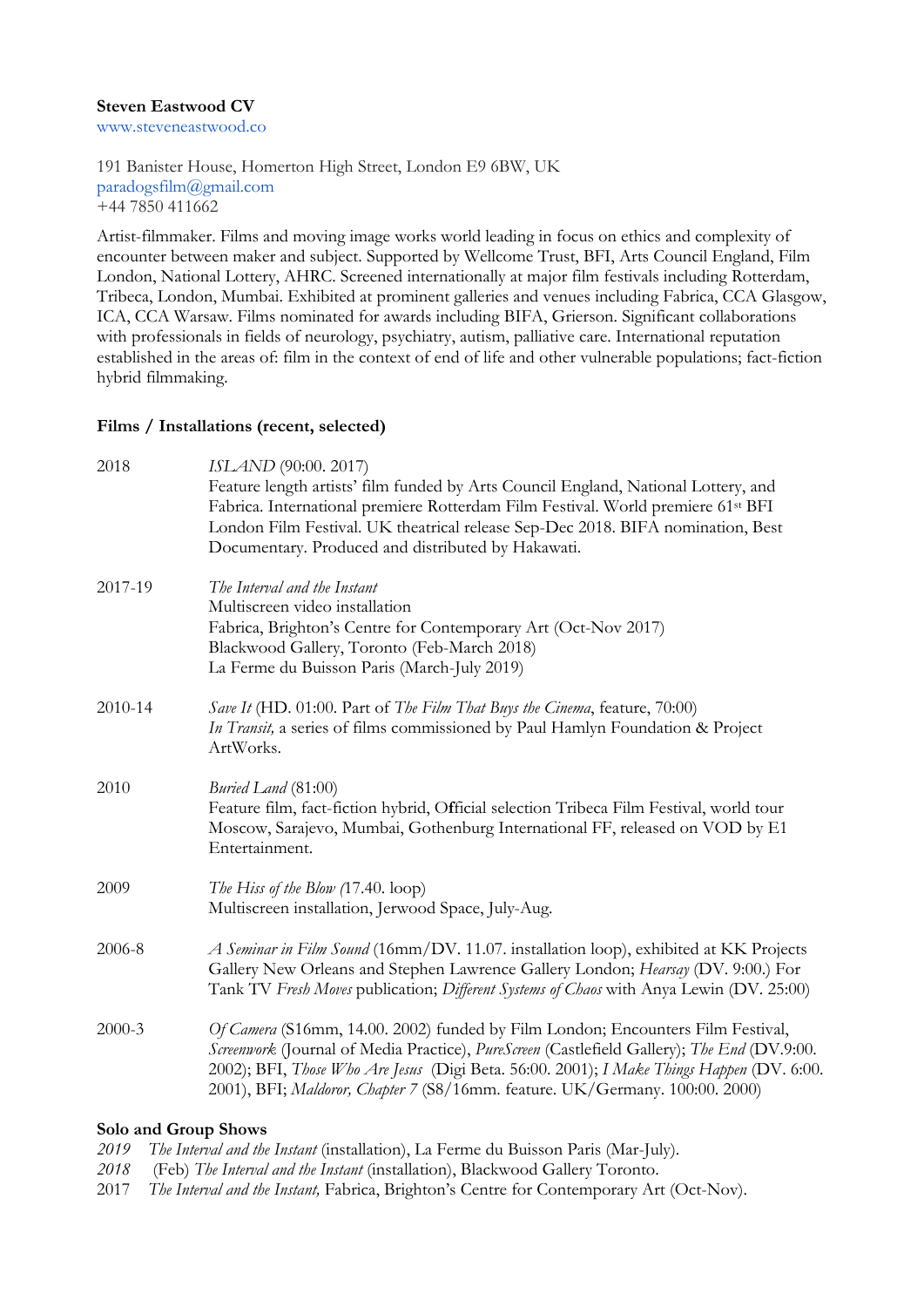**Steven Eastwood CV**
www.steveneastwood.co

191 Banister House, Homerton High Street, London E9 6BW, UK
paradogsfilm@gmail.com
+44 7850 411662

Artist-filmmaker. Films and moving image works world leading in focus on ethics and complexity of encounter between maker and subject. Supported by Wellcome Trust, BFI, Arts Council England, Film London, National Lottery, AHRC. Screened internationally at major film festivals including Rotterdam, Tribeca, London, Mumbai. Exhibited at prominent galleries and venues including Fabrica, CCA Glasgow, ICA, CCA Warsaw. Films nominated for awards including BIFA, Grierson. Significant collaborations with professionals in fields of neurology, psychiatry, autism, palliative care. International reputation established in the areas of: film in the context of end of life and other vulnerable populations; fact-fiction hybrid filmmaking.

**Films / Installations (recent, selected)**

| | |
|---|---|
| 2018 | *ISLAND* (90:00. 2017)<br>Feature length artists' film funded by Arts Council England, National Lottery, and Fabrica. International premiere Rotterdam Film Festival. World premiere 61st BFI London Film Festival. UK theatrical release Sep-Dec 2018. BIFA nomination, Best Documentary. Produced and distributed by Hakawati. |
| 2017-19 | *The Interval and the Instant*<br>Multiscreen video installation<br>Fabrica, Brighton's Centre for Contemporary Art (Oct-Nov 2017)<br>Blackwood Gallery, Toronto (Feb-March 2018)<br>La Ferme du Buisson Paris (March-July 2019) |
| 2010-14 | *Save It* (HD. 01:00. Part of *The Film That Buys the Cinema*, feature, 70:00)<br>*In Transit,* a series of films commissioned by Paul Hamlyn Foundation & Project ArtWorks. |
| 2010 | *Buried Land* (81:00)<br>Feature film, fact-fiction hybrid, Official selection Tribeca Film Festival, world tour Moscow, Sarajevo, Mumbai, Gothenburg International FF, released on VOD by E1 Entertainment. |
| 2009 | *The Hiss of the Blow (*17.40. loop)<br>Multiscreen installation, Jerwood Space, July-Aug. |
| 2006-8 | *A Seminar in Film Sound* (16mm/DV. 11.07. installation loop), exhibited at KK Projects Gallery New Orleans and Stephen Lawrence Gallery London; *Hearsay* (DV. 9:00.) For Tank TV *Fresh Moves* publication; *Different Systems of Chaos* with Anya Lewin (DV. 25:00) |
| 2000-3 | *Of Camera* (S16mm, 14.00. 2002) funded by Film London; Encounters Film Festival, *Screenwork* (Journal of Media Practice), *PureScreen* (Castlefield Gallery); *The End* (DV.9:00. 2002); BFI, *Those Who Are Jesus* (Digi Beta. 56:00. 2001); *I Make Things Happen* (DV. 6:00. 2001), BFI; *Maldoror, Chapter 7* (S8/16mm. feature. UK/Germany. 100:00. 2000) |

**Solo and Group Shows**

*2019* *The Interval and the Instant* (installation), La Ferme du Buisson Paris (Mar-July).
*2018* (Feb) *The Interval and the Instant* (installation), Blackwood Gallery Toronto.
2017 *The Interval and the Instant,* Fabrica, Brighton's Centre for Contemporary Art (Oct-Nov).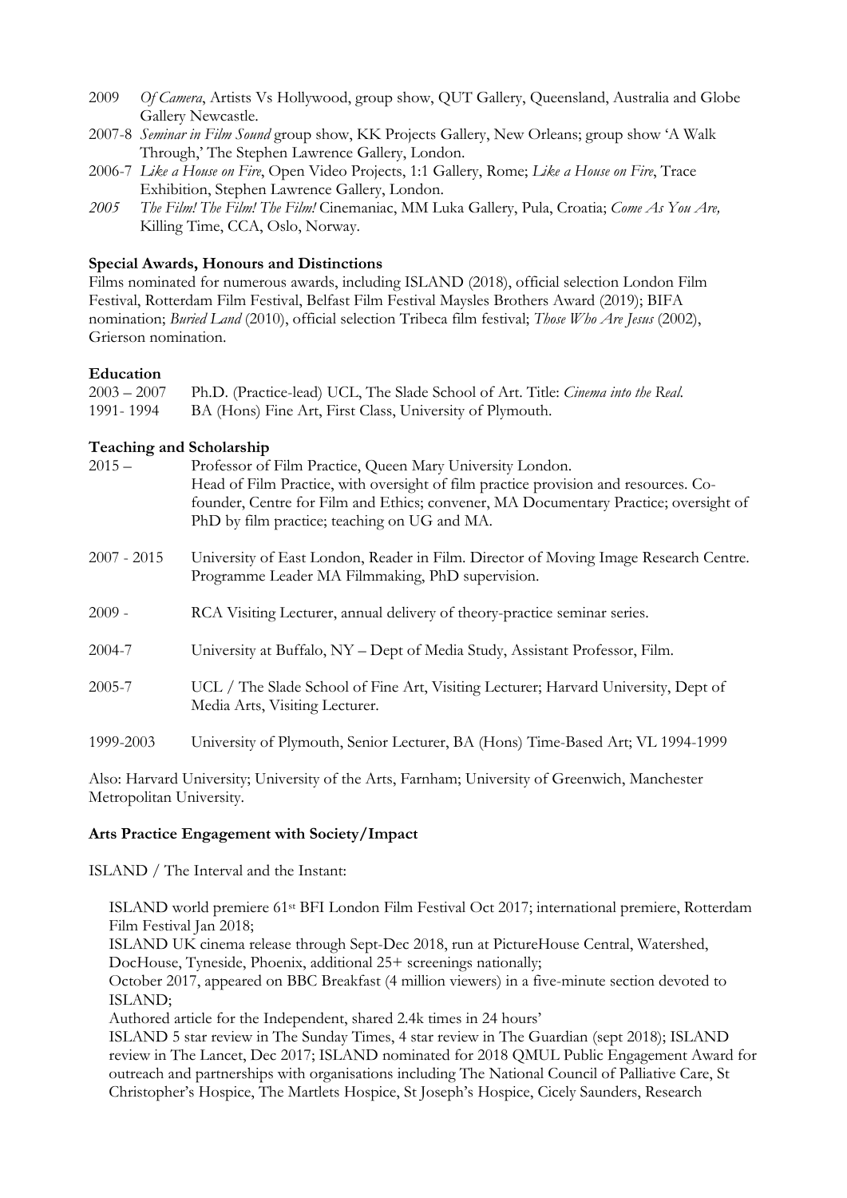2009 *Of Camera*, Artists Vs Hollywood, group show, QUT Gallery, Queensland, Australia and Globe Gallery Newcastle.

2007-8 *Seminar in Film Sound* group show, KK Projects Gallery, New Orleans; group show 'A Walk Through,' The Stephen Lawrence Gallery, London.

2006-7 *Like a House on Fire*, Open Video Projects, 1:1 Gallery, Rome; *Like a House on Fire*, Trace Exhibition, Stephen Lawrence Gallery, London.

*2005* *The Film! The Film! The Film!* Cinemaniac, MM Luka Gallery, Pula, Croatia; *Come As You Are,* Killing Time, CCA, Oslo, Norway.

**Special Awards, Honours and Distinctions**

Films nominated for numerous awards, including ISLAND (2018), official selection London Film Festival, Rotterdam Film Festival, Belfast Film Festival Maysles Brothers Award (2019); BIFA nomination; *Buried Land* (2010), official selection Tribeca film festival; *Those Who Are Jesus* (2002), Grierson nomination.

**Education**

2003 – 2007 Ph.D. (Practice-lead) UCL, The Slade School of Art. Title: *Cinema into the Real.*

1991- 1994 BA (Hons) Fine Art, First Class, University of Plymouth.

**Teaching and Scholarship**

2015 – Professor of Film Practice, Queen Mary University London. Head of Film Practice, with oversight of film practice provision and resources. Co-founder, Centre for Film and Ethics; convener, MA Documentary Practice; oversight of PhD by film practice; teaching on UG and MA.

2007 - 2015 University of East London, Reader in Film. Director of Moving Image Research Centre. Programme Leader MA Filmmaking, PhD supervision.

2009 - RCA Visiting Lecturer, annual delivery of theory-practice seminar series.

2004-7 University at Buffalo, NY – Dept of Media Study, Assistant Professor, Film.

2005-7 UCL / The Slade School of Fine Art, Visiting Lecturer; Harvard University, Dept of Media Arts, Visiting Lecturer.

1999-2003 University of Plymouth, Senior Lecturer, BA (Hons) Time-Based Art; VL 1994-1999

Also: Harvard University; University of the Arts, Farnham; University of Greenwich, Manchester Metropolitan University.

**Arts Practice Engagement with Society/Impact**

ISLAND / The Interval and the Instant:

ISLAND world premiere 61st BFI London Film Festival Oct 2017; international premiere, Rotterdam Film Festival Jan 2018;

ISLAND UK cinema release through Sept-Dec 2018, run at PictureHouse Central, Watershed, DocHouse, Tyneside, Phoenix, additional 25+ screenings nationally;

October 2017, appeared on BBC Breakfast (4 million viewers) in a five-minute section devoted to ISLAND;

Authored article for the Independent, shared 2.4k times in 24 hours'

ISLAND 5 star review in The Sunday Times, 4 star review in The Guardian (sept 2018); ISLAND review in The Lancet, Dec 2017; ISLAND nominated for 2018 QMUL Public Engagement Award for outreach and partnerships with organisations including The National Council of Palliative Care, St Christopher's Hospice, The Martlets Hospice, St Joseph's Hospice, Cicely Saunders, Research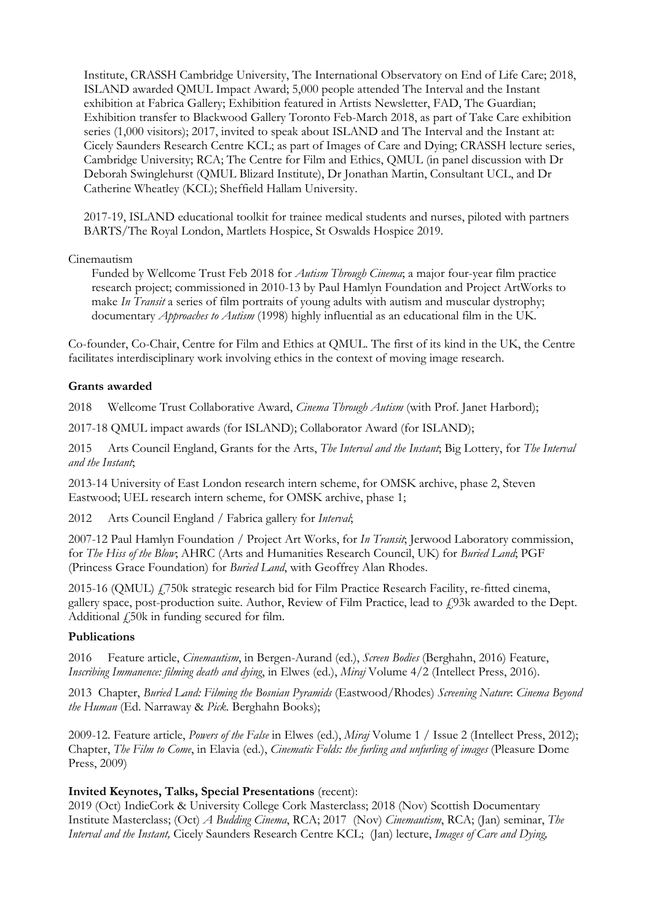Institute, CRASSH Cambridge University, The International Observatory on End of Life Care; 2018, ISLAND awarded QMUL Impact Award; 5,000 people attended The Interval and the Instant exhibition at Fabrica Gallery; Exhibition featured in Artists Newsletter, FAD, The Guardian; Exhibition transfer to Blackwood Gallery Toronto Feb-March 2018, as part of Take Care exhibition series (1,000 visitors); 2017, invited to speak about ISLAND and The Interval and the Instant at: Cicely Saunders Research Centre KCL; as part of Images of Care and Dying; CRASSH lecture series, Cambridge University; RCA; The Centre for Film and Ethics, QMUL (in panel discussion with Dr Deborah Swinglehurst (QMUL Blizard Institute), Dr Jonathan Martin, Consultant UCL, and Dr Catherine Wheatley (KCL); Sheffield Hallam University.

2017-19, ISLAND educational toolkit for trainee medical students and nurses, piloted with partners BARTS/The Royal London, Martlets Hospice, St Oswalds Hospice 2019.

Cinemautism

Funded by Wellcome Trust Feb 2018 for *Autism Through Cinema*; a major four-year film practice research project; commissioned in 2010-13 by Paul Hamlyn Foundation and Project ArtWorks to make *In Transit* a series of film portraits of young adults with autism and muscular dystrophy; documentary *Approaches to Autism* (1998) highly influential as an educational film in the UK.

Co-founder, Co-Chair, Centre for Film and Ethics at QMUL. The first of its kind in the UK, the Centre facilitates interdisciplinary work involving ethics in the context of moving image research.

**Grants awarded**

2018 Wellcome Trust Collaborative Award, *Cinema Through Autism* (with Prof. Janet Harbord);

2017-18 QMUL impact awards (for ISLAND); Collaborator Award (for ISLAND);

2015 Arts Council England, Grants for the Arts, *The Interval and the Instant*; Big Lottery, for *The Interval and the Instant*;

2013-14 University of East London research intern scheme, for OMSK archive, phase 2, Steven Eastwood; UEL research intern scheme, for OMSK archive, phase 1;

2012 Arts Council England / Fabrica gallery for *Interval*;

2007-12 Paul Hamlyn Foundation / Project Art Works, for *In Transit*; Jerwood Laboratory commission, for *The Hiss of the Blow*; AHRC (Arts and Humanities Research Council, UK) for *Buried Land*; PGF (Princess Grace Foundation) for *Buried Land*, with Geoffrey Alan Rhodes.

2015-16 (QMUL) £750k strategic research bid for Film Practice Research Facility, re-fitted cinema, gallery space, post-production suite. Author, Review of Film Practice, lead to £93k awarded to the Dept. Additional £50k in funding secured for film.

**Publications**

2016 Feature article, *Cinemautism*, in Bergen-Aurand (ed.), *Screen Bodies* (Berghahn, 2016) Feature, *Inscribing Immanence: filming death and dying*, in Elwes (ed.), *Miraj* Volume 4/2 (Intellect Press, 2016).

2013 Chapter, *Buried Land: Filming the Bosnian Pyramids* (Eastwood/Rhodes) *Screening Nature*: *Cinema Beyond the Human* (Ed. Narraway & *Pick*. Berghahn Books);

2009-12. Feature article, *Powers of the False* in Elwes (ed.), *Miraj* Volume 1 / Issue 2 (Intellect Press, 2012); Chapter, *The Film to Come*, in Elavia (ed.), *Cinematic Folds: the furling and unfurling of images* (Pleasure Dome Press, 2009)

**Invited Keynotes, Talks, Special Presentations** (recent):

2019 (Oct) IndieCork & University College Cork Masterclass; 2018 (Nov) Scottish Documentary Institute Masterclass; (Oct) *A Budding Cinema*, RCA; 2017 (Nov) *Cinemautism*, RCA; (Jan) seminar, *The Interval and the Instant,* Cicely Saunders Research Centre KCL; (Jan) lecture, *Images of Care and Dying,*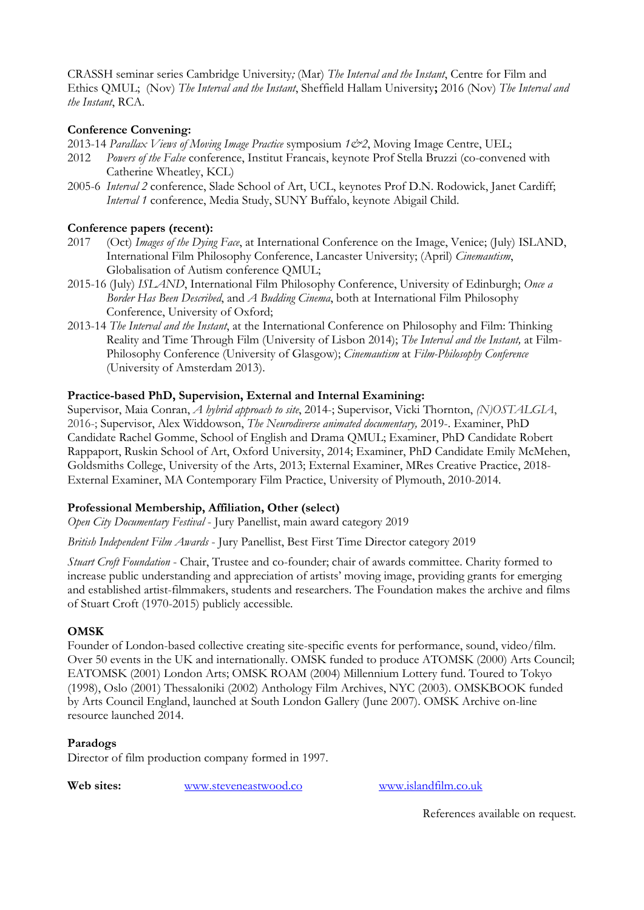CRASSH seminar series Cambridge University*;* (Mar) *The Interval and the Instant*, Centre for Film and Ethics QMUL; (Nov) *The Interval and the Instant*, Sheffield Hallam University**;** 2016 (Nov) *The Interval and the Instant*, RCA.

**Conference Convening:**

2013-14 *Parallax Views of Moving Image Practice* symposium *1&2*, Moving Image Centre, UEL;

2012 *Powers of the False* conference, Institut Francais, keynote Prof Stella Bruzzi (co-convened with Catherine Wheatley, KCL)

2005-6 *Interval 2* conference, Slade School of Art, UCL, keynotes Prof D.N. Rodowick, Janet Cardiff; *Interval 1* conference, Media Study, SUNY Buffalo, keynote Abigail Child.

**Conference papers (recent):**

2017 (Oct) *Images of the Dying Face*, at International Conference on the Image, Venice; (July) ISLAND, International Film Philosophy Conference, Lancaster University; (April) *Cinemautism*, Globalisation of Autism conference QMUL;

2015-16 (July) *ISLAND*, International Film Philosophy Conference, University of Edinburgh; *Once a Border Has Been Described*, and *A Budding Cinema*, both at International Film Philosophy Conference, University of Oxford;

2013-14 *The Interval and the Instant*, at the International Conference on Philosophy and Film: Thinking Reality and Time Through Film (University of Lisbon 2014); *The Interval and the Instant,* at Film-Philosophy Conference (University of Glasgow); *Cinemautism* at *Film-Philosophy Conference* (University of Amsterdam 2013).

**Practice-based PhD, Supervision, External and Internal Examining:**

Supervisor, Maia Conran, *A hybrid approach to site*, 2014-; Supervisor, Vicki Thornton, *(N)OSTALGIA*, 2016-; Supervisor, Alex Widdowson, *The Neurodiverse animated documentary,* 2019-. Examiner, PhD Candidate Rachel Gomme, School of English and Drama QMUL; Examiner, PhD Candidate Robert Rappaport, Ruskin School of Art, Oxford University, 2014; Examiner, PhD Candidate Emily McMehen, Goldsmiths College, University of the Arts, 2013; External Examiner, MRes Creative Practice, 2018- External Examiner, MA Contemporary Film Practice, University of Plymouth, 2010-2014.

**Professional Membership, Affiliation, Other (select)**

*Open City Documentary Festival* - Jury Panellist, main award category 2019

*British Independent Film Awards* - Jury Panellist, Best First Time Director category 2019

*Stuart Croft Foundation* - Chair, Trustee and co-founder; chair of awards committee. Charity formed to increase public understanding and appreciation of artists' moving image, providing grants for emerging and established artist-filmmakers, students and researchers. The Foundation makes the archive and films of Stuart Croft (1970-2015) publicly accessible.

**OMSK**

Founder of London-based collective creating site-specific events for performance, sound, video/film. Over 50 events in the UK and internationally. OMSK funded to produce ATOMSK (2000) Arts Council; EATOMSK (2001) London Arts; OMSK ROAM (2004) Millennium Lottery fund. Toured to Tokyo (1998), Oslo (2001) Thessaloniki (2002) Anthology Film Archives, NYC (2003). OMSKBOOK funded by Arts Council England, launched at South London Gallery (June 2007). OMSK Archive on-line resource launched 2014.

**Paradogs**

Director of film production company formed in 1997.

**Web sites:** www.steveneastwood.co www.islandfilm.co.uk

References available on request.